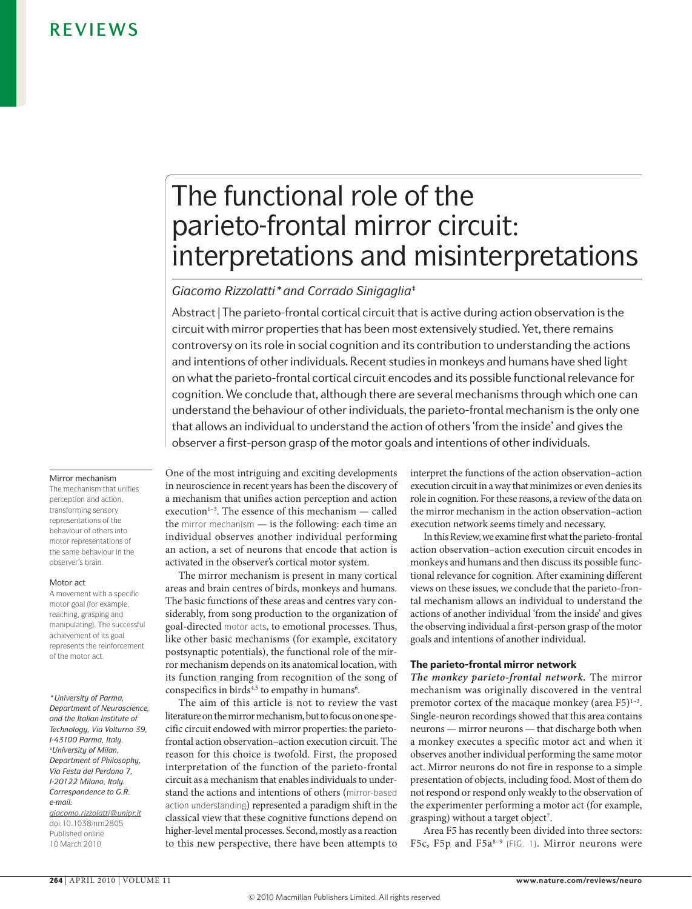# The functional role of the parieto-frontal mirror circuit: interpretations and misinterpretations

*Giacomo Rizzolatti\* and Corrado Sinigaglia‡*

Abstract | The parieto-frontal cortical circuit that is active during action observation is the circuit with mirror properties that has been most extensively studied. Yet, there remains controversy on its role in social cognition and its contribution to understanding the actions and intentions of other individuals. Recent studies in monkeys and humans have shed light on what the parieto-frontal cortical circuit encodes and its possible functional relevance for cognition. We conclude that, although there are several mechanisms through which one can understand the behaviour of other individuals, the parieto-frontal mechanism is the only one that allows an individual to understand the action of others 'from the inside' and gives the observer a first-person grasp of the motor goals and intentions of other individuals.

**Mirror mechanism**
The mechanism that unifies perception and action, transforming sensory representations of the behaviour of others into motor representations of the same behaviour in the observer's brain.

**Motor act**
A movement with a specific motor goal (for example, reaching, grasping and manipulating). The successful achievement of its goal represents the reinforcement of the motor act.

*\*University of Parma, Department of Neuroscience, and the Italian Institute of Technology, Via Volturno 39, I-43100 Parma, Italy.*
*‡University of Milan, Department of Philosophy, Via Festa del Perdono 7, I-20122 Milano, Italy.*
*Correspondence to G.R. e-mail: giacomo.rizzolatti@unipr.it*
doi:10.1038/nrn2805
Published online 10 March 2010

One of the most intriguing and exciting developments in neuroscience in recent years has been the discovery of a mechanism that unifies action perception and action execution[1–3]. The essence of this mechanism — called the mirror mechanism — is the following: each time an individual observes another individual performing an action, a set of neurons that encode that action is activated in the observer's cortical motor system.

The mirror mechanism is present in many cortical areas and brain centres of birds, monkeys and humans. The basic functions of these areas and centres vary considerably, from song production to the organization of goal-directed motor acts, to emotional processes. Thus, like other basic mechanisms (for example, excitatory postsynaptic potentials), the functional role of the mirror mechanism depends on its anatomical location, with its function ranging from recognition of the song of conspecifics in birds[4,5] to empathy in humans[6].

The aim of this article is not to review the vast literature on the mirror mechanism, but to focus on one specific circuit endowed with mirror properties: the parieto-frontal action observation–action execution circuit. The reason for this choice is twofold. First, the proposed interpretation of the function of the parieto-frontal circuit as a mechanism that enables individuals to understand the actions and intentions of others (mirror-based action understanding) represented a paradigm shift in the classical view that these cognitive functions depend on higher-level mental processes. Second, mostly as a reaction to this new perspective, there have been attempts to interpret the functions of the action observation–action execution circuit in a way that minimizes or even denies its role in cognition. For these reasons, a review of the data on the mirror mechanism in the action observation–action execution network seems timely and necessary.

In this Review, we examine first what the parieto-frontal action observation–action execution circuit encodes in monkeys and humans and then discuss its possible functional relevance for cognition. After examining different views on these issues, we conclude that the parieto-frontal mechanism allows an individual to understand the actions of another individual 'from the inside' and gives the observing individual a first-person grasp of the motor goals and intentions of another individual.

## The parieto-frontal mirror network

***The monkey parieto-frontal network.*** The mirror mechanism was originally discovered in the ventral premotor cortex of the macaque monkey (area F5)[1–3]. Single-neuron recordings showed that this area contains neurons — mirror neurons — that discharge both when a monkey executes a specific motor act and when it observes another individual performing the same motor act. Mirror neurons do not fire in response to a simple presentation of objects, including food. Most of them do not respond or respond only weakly to the observation of the experimenter performing a motor act (for example, grasping) without a target object[7].

Area F5 has recently been divided into three sectors: F5c, F5p and F5a[8–9] (FIG. 1). Mirror neurons were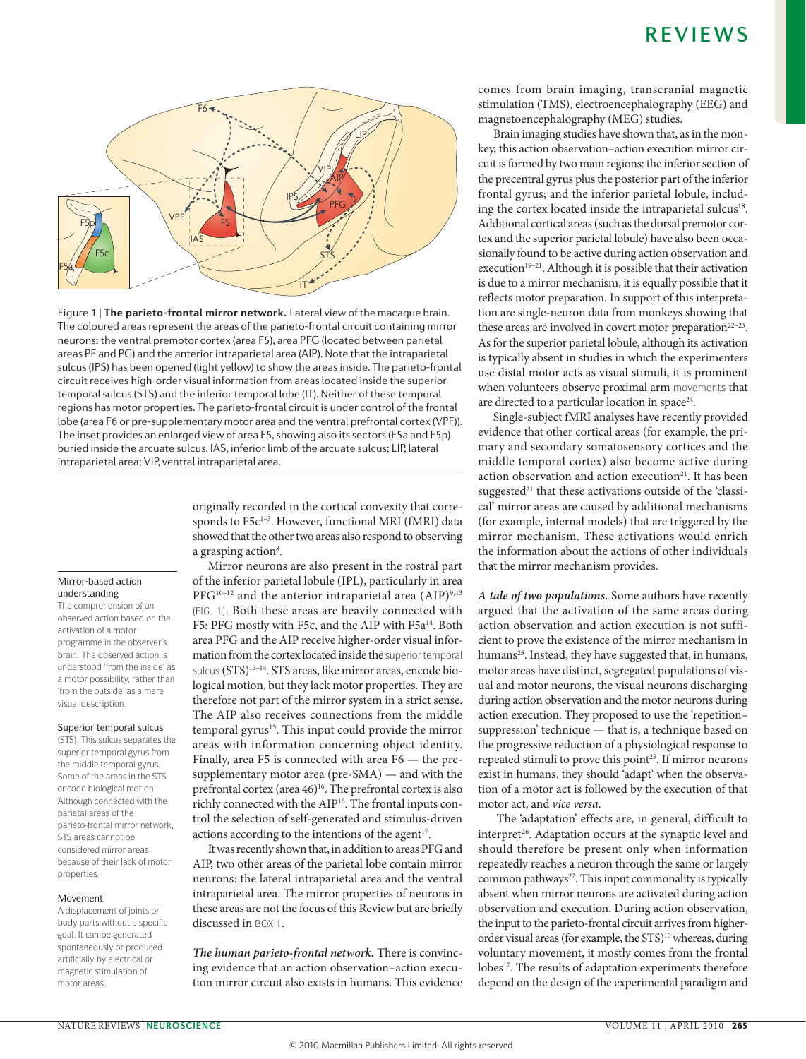Figure 1 | **The parieto-frontal mirror network.** Lateral view of the macaque brain. The coloured areas represent the areas of the parieto-frontal circuit containing mirror neurons: the ventral premotor cortex (area F5), area PFG (located between parietal areas PF and PG) and the anterior intraparietal area (AIP). Note that the intraparietal sulcus (IPS) has been opened (light yellow) to show the areas inside. The parieto-frontal circuit receives high-order visual information from areas located inside the superior temporal sulcus (STS) and the inferior temporal lobe (IT). Neither of these temporal regions has motor properties. The parieto-frontal circuit is under control of the frontal lobe (area F6 or pre-supplementary motor area and the ventral prefrontal cortex (VPF)). The inset provides an enlarged view of area F5, showing also its sectors (F5a and F5p) buried inside the arcuate sulcus. IAS, inferior limb of the arcuate sulcus; LIP, lateral intraparietal area; VIP, ventral intraparietal area.

originally recorded in the cortical convexity that corresponds to F5c[1–3]. However, functional MRI (fMRI) data showed that the other two areas also respond to observing a grasping action[8].

Mirror neurons are also present in the rostral part of the inferior parietal lobule (IPL), particularly in area PFG[10–12] and the anterior intraparietal area (AIP)[9,13] (FIG. 1). Both these areas are heavily connected with F5: PFG mostly with F5c, and the AIP with F5a[14]. Both area PFG and the AIP receive higher-order visual information from the cortex located inside the superior temporal sulcus (STS)[13–14]. STS areas, like mirror areas, encode biological motion, but they lack motor properties. They are therefore not part of the mirror system in a strict sense. The AIP also receives connections from the middle temporal gyrus[15]. This input could provide the mirror areas with information concerning object identity. Finally, area F5 is connected with area F6 — the pre-supplementary motor area (pre-SMA) — and with the prefrontal cortex (area 46)[16]. The prefrontal cortex is also richly connected with the AIP[16]. The frontal inputs control the selection of self-generated and stimulus-driven actions according to the intentions of the agent[17].

It was recently shown that, in addition to areas PFG and AIP, two other areas of the parietal lobe contain mirror neurons: the lateral intraparietal area and the ventral intraparietal area. The mirror properties of neurons in these areas are not the focus of this Review but are briefly discussed in BOX 1.

*The human parieto-frontal network.* There is convincing evidence that an action observation–action execution mirror circuit also exists in humans. This evidence comes from brain imaging, transcranial magnetic stimulation (TMS), electroencephalography (EEG) and magnetoencephalography (MEG) studies.

Brain imaging studies have shown that, as in the monkey, this action observation–action execution mirror circuit is formed by two main regions: the inferior section of the precentral gyrus plus the posterior part of the inferior frontal gyrus; and the inferior parietal lobule, including the cortex located inside the intraparietal sulcus[18]. Additional cortical areas (such as the dorsal premotor cortex and the superior parietal lobule) have also been occasionally found to be active during action observation and execution[19–21]. Although it is possible that their activation is due to a mirror mechanism, it is equally possible that it reflects motor preparation. In support of this interpretation are single-neuron data from monkeys showing that these areas are involved in covert motor preparation[22–23]. As for the superior parietal lobule, although its activation is typically absent in studies in which the experimenters use distal motor acts as visual stimuli, it is prominent when volunteers observe proximal arm movements that are directed to a particular location in space[24].

Single-subject fMRI analyses have recently provided evidence that other cortical areas (for example, the primary and secondary somatosensory cortices and the middle temporal cortex) also become active during action observation and action execution[21]. It has been suggested[21] that these activations outside of the 'classical' mirror areas are caused by additional mechanisms (for example, internal models) that are triggered by the mirror mechanism. These activations would enrich the information about the actions of other individuals that the mirror mechanism provides.

*A tale of two populations.* Some authors have recently argued that the activation of the same areas during action observation and action execution is not sufficient to prove the existence of the mirror mechanism in humans[25]. Instead, they have suggested that, in humans, motor areas have distinct, segregated populations of visual and motor neurons, the visual neurons discharging during action observation and the motor neurons during action execution. They proposed to use the 'repetition–suppression' technique — that is, a technique based on the progressive reduction of a physiological response to repeated stimuli to prove this point[25]. If mirror neurons exist in humans, they should 'adapt' when the observation of a motor act is followed by the execution of that motor act, and *vice versa*.

The 'adaptation' effects are, in general, difficult to interpret[26]. Adaptation occurs at the synaptic level and should therefore be present only when information repeatedly reaches a neuron through the same or largely common pathways[27]. This input commonality is typically absent when mirror neurons are activated during action observation and execution. During action observation, the input to the parieto-frontal circuit arrives from higher-order visual areas (for example, the STS)[16] whereas, during voluntary movement, it mostly comes from the frontal lobes[17]. The results of adaptation experiments therefore depend on the design of the experimental paradigm and

**Mirror-based action understanding**
The comprehension of an observed action based on the activation of a motor programme in the observer's brain. The observed action is understood 'from the inside' as a motor possibility, rather than 'from the outside' as a mere visual description.

**Superior temporal sulcus**
(STS). This sulcus separates the superior temporal gyrus from the middle temporal gyrus. Some of the areas in the STS encode biological motion. Although connected with the parietal areas of the parieto-frontal mirror network, STS areas cannot be considered mirror areas because of their lack of motor properties.

**Movement**
A displacement of joints or body parts without a specific goal. It can be generated spontaneously or produced artificially by electrical or magnetic stimulation of motor areas.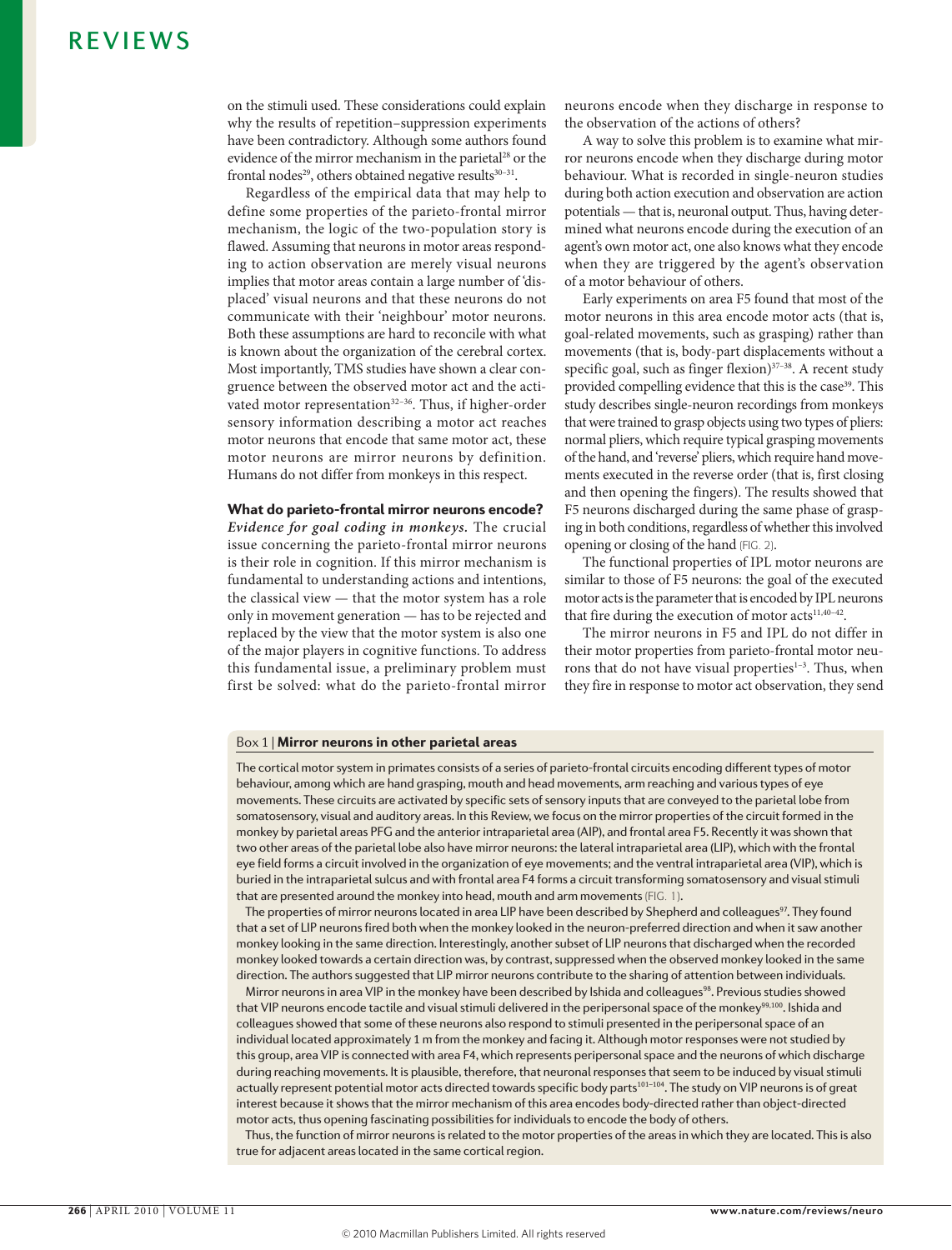on the stimuli used. These considerations could explain why the results of repetition–suppression experiments have been contradictory. Although some authors found evidence of the mirror mechanism in the parietal[28] or the frontal nodes[29], others obtained negative results[30–31].

Regardless of the empirical data that may help to define some properties of the parieto-frontal mirror mechanism, the logic of the two-population story is flawed. Assuming that neurons in motor areas responding to action observation are merely visual neurons implies that motor areas contain a large number of 'displaced' visual neurons and that these neurons do not communicate with their 'neighbour' motor neurons. Both these assumptions are hard to reconcile with what is known about the organization of the cerebral cortex. Most importantly, TMS studies have shown a clear congruence between the observed motor act and the activated motor representation[32–36]. Thus, if higher-order sensory information describing a motor act reaches motor neurons that encode that same motor act, these motor neurons are mirror neurons by definition. Humans do not differ from monkeys in this respect.

## What do parieto-frontal mirror neurons encode?

***Evidence for goal coding in monkeys.*** The crucial issue concerning the parieto-frontal mirror neurons is their role in cognition. If this mirror mechanism is fundamental to understanding actions and intentions, the classical view — that the motor system has a role only in movement generation — has to be rejected and replaced by the view that the motor system is also one of the major players in cognitive functions. To address this fundamental issue, a preliminary problem must first be solved: what do the parieto-frontal mirror neurons encode when they discharge in response to the observation of the actions of others?

A way to solve this problem is to examine what mirror neurons encode when they discharge during motor behaviour. What is recorded in single-neuron studies during both action execution and observation are action potentials — that is, neuronal output. Thus, having determined what neurons encode during the execution of an agent's own motor act, one also knows what they encode when they are triggered by the agent's observation of a motor behaviour of others.

Early experiments on area F5 found that most of the motor neurons in this area encode motor acts (that is, goal-related movements, such as grasping) rather than movements (that is, body-part displacements without a specific goal, such as finger flexion)[37–38]. A recent study provided compelling evidence that this is the case[39]. This study describes single-neuron recordings from monkeys that were trained to grasp objects using two types of pliers: normal pliers, which require typical grasping movements of the hand, and 'reverse' pliers, which require hand movements executed in the reverse order (that is, first closing and then opening the fingers). The results showed that F5 neurons discharged during the same phase of grasping in both conditions, regardless of whether this involved opening or closing of the hand (FIG. 2).

The functional properties of IPL motor neurons are similar to those of F5 neurons: the goal of the executed motor acts is the parameter that is encoded by IPL neurons that fire during the execution of motor acts[11,40–42].

The mirror neurons in F5 and IPL do not differ in their motor properties from parieto-frontal motor neurons that do not have visual properties[1–3]. Thus, when they fire in response to motor act observation, they send

### Box 1 | Mirror neurons in other parietal areas

The cortical motor system in primates consists of a series of parieto-frontal circuits encoding different types of motor behaviour, among which are hand grasping, mouth and head movements, arm reaching and various types of eye movements. These circuits are activated by specific sets of sensory inputs that are conveyed to the parietal lobe from somatosensory, visual and auditory areas. In this Review, we focus on the mirror properties of the circuit formed in the monkey by parietal areas PFG and the anterior intraparietal area (AIP), and frontal area F5. Recently it was shown that two other areas of the parietal lobe also have mirror neurons: the lateral intraparietal area (LIP), which with the frontal eye field forms a circuit involved in the organization of eye movements; and the ventral intraparietal area (VIP), which is buried in the intraparietal sulcus and with frontal area F4 forms a circuit transforming somatosensory and visual stimuli that are presented around the monkey into head, mouth and arm movements (FIG. 1).

The properties of mirror neurons located in area LIP have been described by Shepherd and colleagues[97]. They found that a set of LIP neurons fired both when the monkey looked in the neuron-preferred direction and when it saw another monkey looking in the same direction. Interestingly, another subset of LIP neurons that discharged when the recorded monkey looked towards a certain direction was, by contrast, suppressed when the observed monkey looked in the same direction. The authors suggested that LIP mirror neurons contribute to the sharing of attention between individuals.

Mirror neurons in area VIP in the monkey have been described by Ishida and colleagues[98]. Previous studies showed that VIP neurons encode tactile and visual stimuli delivered in the peripersonal space of the monkey[99,100]. Ishida and colleagues showed that some of these neurons also respond to stimuli presented in the peripersonal space of an individual located approximately 1 m from the monkey and facing it. Although motor responses were not studied by this group, area VIP is connected with area F4, which represents peripersonal space and the neurons of which discharge during reaching movements. It is plausible, therefore, that neuronal responses that seem to be induced by visual stimuli actually represent potential motor acts directed towards specific body parts[101–104]. The study on VIP neurons is of great interest because it shows that the mirror mechanism of this area encodes body-directed rather than object-directed motor acts, thus opening fascinating possibilities for individuals to encode the body of others.

Thus, the function of mirror neurons is related to the motor properties of the areas in which they are located. This is also true for adjacent areas located in the same cortical region.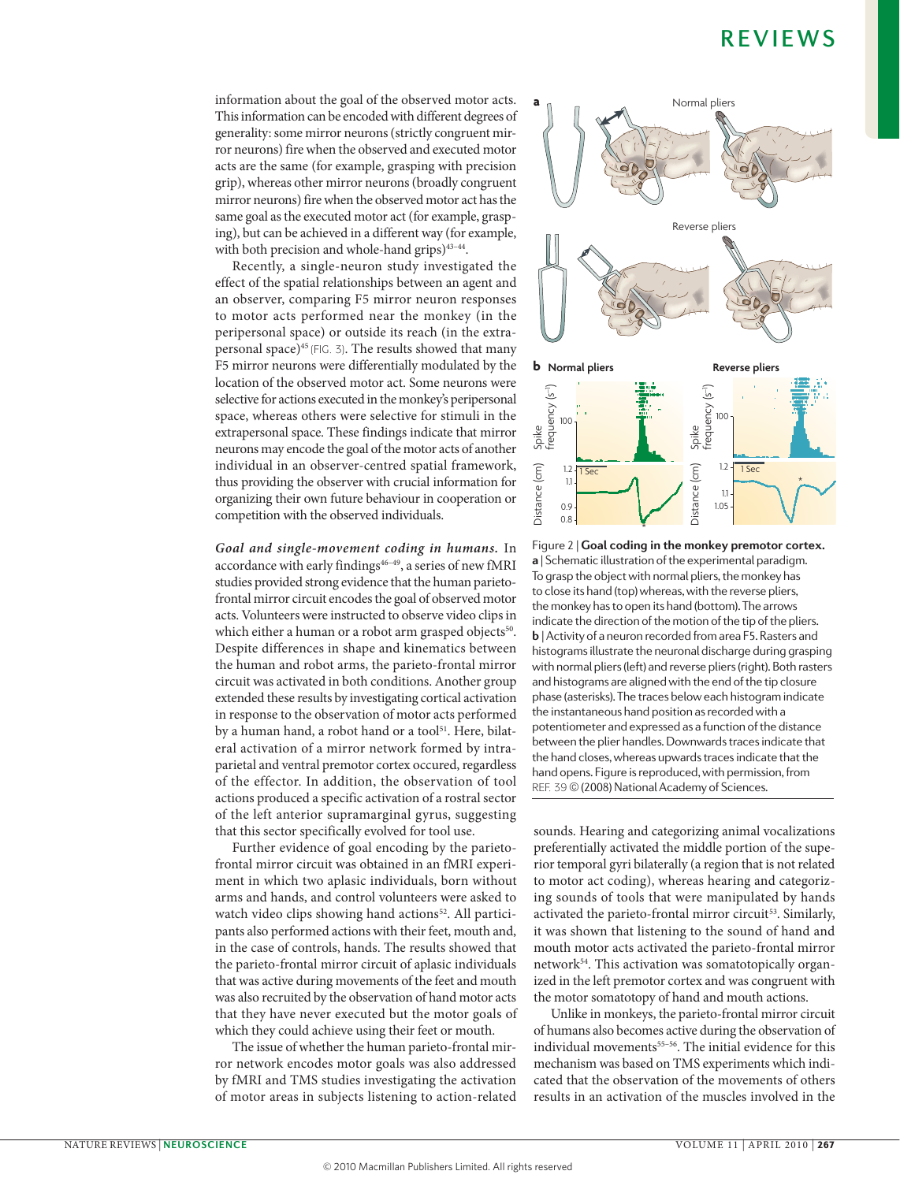information about the goal of the observed motor acts. This information can be encoded with different degrees of generality: some mirror neurons (strictly congruent mirror neurons) fire when the observed and executed motor acts are the same (for example, grasping with precision grip), whereas other mirror neurons (broadly congruent mirror neurons) fire when the observed motor act has the same goal as the executed motor act (for example, grasping), but can be achieved in a different way (for example, with both precision and whole-hand grips)[43–44].

Recently, a single-neuron study investigated the effect of the spatial relationships between an agent and an observer, comparing F5 mirror neuron responses to motor acts performed near the monkey (in the peripersonal space) or outside its reach (in the extrapersonal space)[45] (FIG. 3). The results showed that many F5 mirror neurons were differentially modulated by the location of the observed motor act. Some neurons were selective for actions executed in the monkey's peripersonal space, whereas others were selective for stimuli in the extrapersonal space. These findings indicate that mirror neurons may encode the goal of the motor acts of another individual in an observer-centred spatial framework, thus providing the observer with crucial information for organizing their own future behaviour in cooperation or competition with the observed individuals.

***Goal and single-movement coding in humans.*** In accordance with early findings[46–49], a series of new fMRI studies provided strong evidence that the human parieto-frontal mirror circuit encodes the goal of observed motor acts. Volunteers were instructed to observe video clips in which either a human or a robot arm grasped objects[50]. Despite differences in shape and kinematics between the human and robot arms, the parieto-frontal mirror circuit was activated in both conditions. Another group extended these results by investigating cortical activation in response to the observation of motor acts performed by a human hand, a robot hand or a tool[51]. Here, bilateral activation of a mirror network formed by intraparietal and ventral premotor cortex occured, regardless of the effector. In addition, the observation of tool actions produced a specific activation of a rostral sector of the left anterior supramarginal gyrus, suggesting that this sector specifically evolved for tool use.

Further evidence of goal encoding by the parieto-frontal mirror circuit was obtained in an fMRI experiment in which two aplasic individuals, born without arms and hands, and control volunteers were asked to watch video clips showing hand actions[52]. All participants also performed actions with their feet, mouth and, in the case of controls, hands. The results showed that the parieto-frontal mirror circuit of aplasic individuals that was active during movements of the feet and mouth was also recruited by the observation of hand motor acts that they have never executed but the motor goals of which they could achieve using their feet or mouth.

The issue of whether the human parieto-frontal mirror network encodes motor goals was also addressed by fMRI and TMS studies investigating the activation of motor areas in subjects listening to action-related sounds. Hearing and categorizing animal vocalizations preferentially activated the middle portion of the superior temporal gyri bilaterally (a region that is not related to motor act coding), whereas hearing and categorizing sounds of tools that were manipulated by hands activated the parieto-frontal mirror circuit[53]. Similarly, it was shown that listening to the sound of hand and mouth motor acts activated the parieto-frontal mirror network[54]. This activation was somatotopically organized in the left premotor cortex and was congruent with the motor somatotopy of hand and mouth actions.

Unlike in monkeys, the parieto-frontal mirror circuit of humans also becomes active during the observation of individual movements[55–56]. The initial evidence for this mechanism was based on TMS experiments which indicated that the observation of the movements of others results in an activation of the muscles involved in the

Figure 2 | **Goal coding in the monkey premotor cortex.** **a** | Schematic illustration of the experimental paradigm. To grasp the object with normal pliers, the monkey has to close its hand (top) whereas, with the reverse pliers, the monkey has to open its hand (bottom). The arrows indicate the direction of the motion of the tip of the pliers. **b** | Activity of a neuron recorded from area F5. Rasters and histograms illustrate the neuronal discharge during grasping with normal pliers (left) and reverse pliers (right). Both rasters and histograms are aligned with the end of the tip closure phase (asterisks). The traces below each histogram indicate the instantaneous hand position as recorded with a potentiometer and expressed as a function of the distance between the plier handles. Downwards traces indicate that the hand closes, whereas upwards traces indicate that the hand opens. Figure is reproduced, with permission, from REF. 39 © (2008) National Academy of Sciences.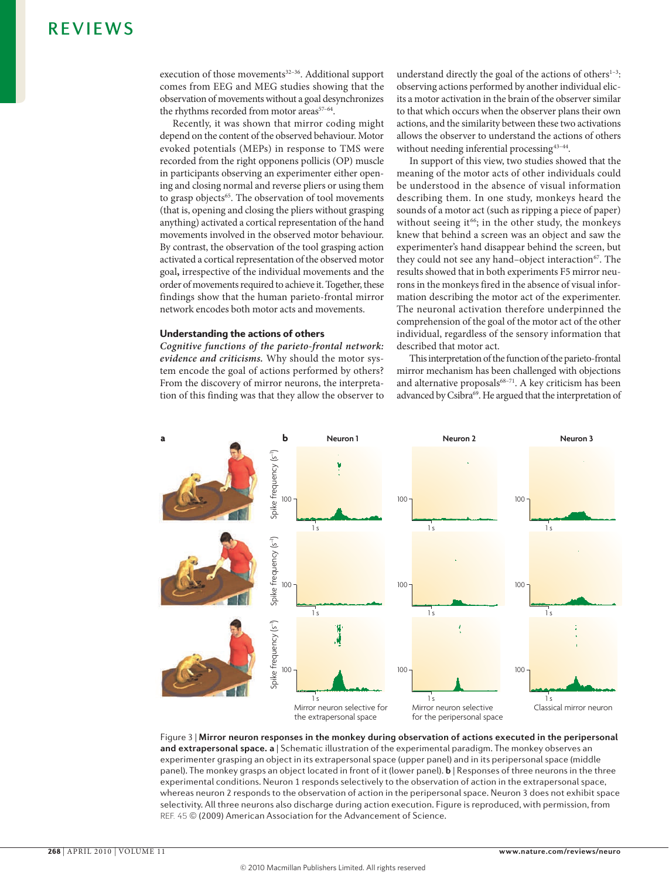execution of those movements[32–36]. Additional support comes from EEG and MEG studies showing that the observation of movements without a goal desynchronizes the rhythms recorded from motor areas[57–64].

Recently, it was shown that mirror coding might depend on the content of the observed behaviour. Motor evoked potentials (MEPs) in response to TMS were recorded from the right opponens pollicis (OP) muscle in participants observing an experimenter either opening and closing normal and reverse pliers or using them to grasp objects[65]. The observation of tool movements (that is, opening and closing the pliers without grasping anything) activated a cortical representation of the hand movements involved in the observed motor behaviour. By contrast, the observation of the tool grasping action activated a cortical representation of the observed motor goal, irrespective of the individual movements and the order of movements required to achieve it. Together, these findings show that the human parieto-frontal mirror network encodes both motor acts and movements.

### Understanding the actions of others

***Cognitive functions of the parieto-frontal network: evidence and criticisms.*** Why should the motor system encode the goal of actions performed by others? From the discovery of mirror neurons, the interpretation of this finding was that they allow the observer to understand directly the goal of the actions of others[1–3]: observing actions performed by another individual elicits a motor activation in the brain of the observer similar to that which occurs when the observer plans their own actions, and the similarity between these two activations allows the observer to understand the actions of others without needing inferential processing[43–44].

In support of this view, two studies showed that the meaning of the motor acts of other individuals could be understood in the absence of visual information describing them. In one study, monkeys heard the sounds of a motor act (such as ripping a piece of paper) without seeing it[66]; in the other study, the monkeys knew that behind a screen was an object and saw the experimenter's hand disappear behind the screen, but they could not see any hand–object interaction[67]. The results showed that in both experiments F5 mirror neurons in the monkeys fired in the absence of visual information describing the motor act of the experimenter. The neuronal activation therefore underpinned the comprehension of the goal of the motor act of the other individual, regardless of the sensory information that described that motor act.

This interpretation of the function of the parieto-frontal mirror mechanism has been challenged with objections and alternative proposals[68–71]. A key criticism has been advanced by Csibra[69]. He argued that the interpretation of

Figure 3 | **Mirror neuron responses in the monkey during observation of actions executed in the peripersonal and extrapersonal space. a** | Schematic illustration of the experimental paradigm. The monkey observes an experimenter grasping an object in its extrapersonal space (upper panel) and in its peripersonal space (middle panel). The monkey grasps an object located in front of it (lower panel). **b** | Responses of three neurons in the three experimental conditions. Neuron 1 responds selectively to the observation of action in the extrapersonal space, whereas neuron 2 responds to the observation of action in the peripersonal space. Neuron 3 does not exhibit space selectivity. All three neurons also discharge during action execution. Figure is reproduced, with permission, from REF. 45 © (2009) American Association for the Advancement of Science.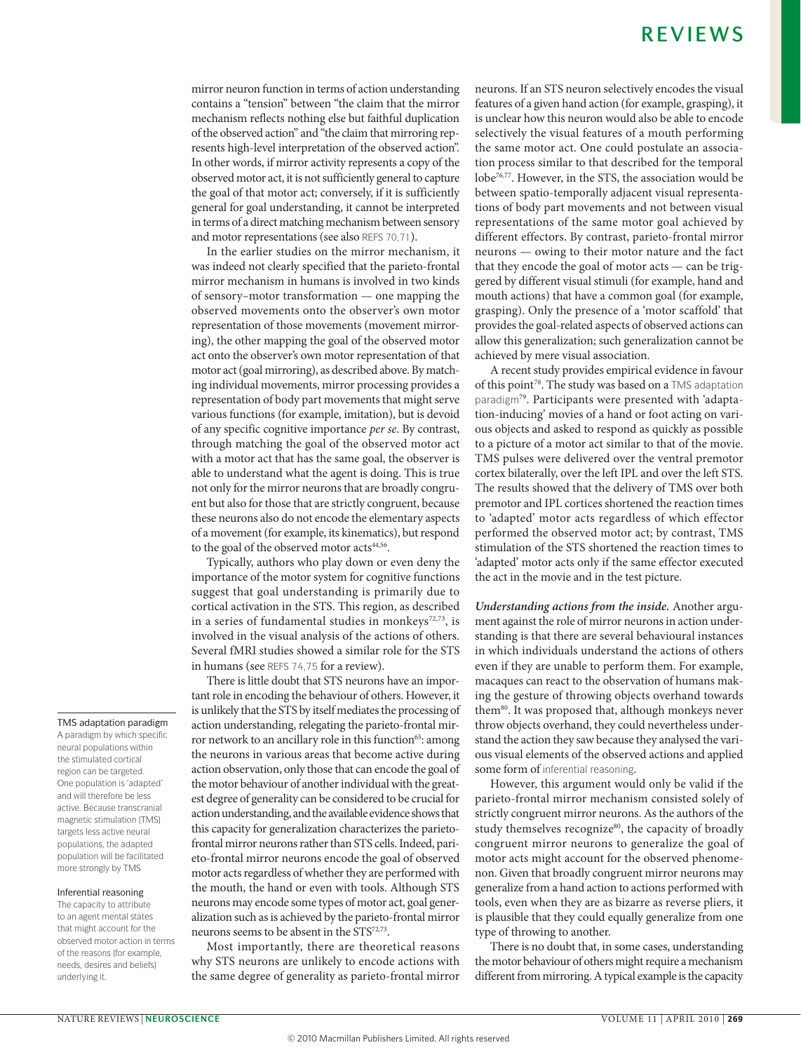mirror neuron function in terms of action understanding contains a "tension" between "the claim that the mirror mechanism reflects nothing else but faithful duplication of the observed action" and "the claim that mirroring represents high-level interpretation of the observed action". In other words, if mirror activity represents a copy of the observed motor act, it is not sufficiently general to capture the goal of that motor act; conversely, if it is sufficiently general for goal understanding, it cannot be interpreted in terms of a direct matching mechanism between sensory and motor representations (see also REFS 70,71).

In the earlier studies on the mirror mechanism, it was indeed not clearly specified that the parieto-frontal mirror mechanism in humans is involved in two kinds of sensory–motor transformation — one mapping the observed movements onto the observer's own motor representation of those movements (movement mirroring), the other mapping the goal of the observed motor act onto the observer's own motor representation of that motor act (goal mirroring), as described above. By matching individual movements, mirror processing provides a representation of body part movements that might serve various functions (for example, imitation), but is devoid of any specific cognitive importance *per se*. By contrast, through matching the goal of the observed motor act with a motor act that has the same goal, the observer is able to understand what the agent is doing. This is true not only for the mirror neurons that are broadly congruent but also for those that are strictly congruent, because these neurons also do not encode the elementary aspects of a movement (for example, its kinematics), but respond to the goal of the observed motor acts[44,56].

Typically, authors who play down or even deny the importance of the motor system for cognitive functions suggest that goal understanding is primarily due to cortical activation in the STS. This region, as described in a series of fundamental studies in monkeys[72,73], is involved in the visual analysis of the actions of others. Several fMRI studies showed a similar role for the STS in humans (see REFS 74,75 for a review).

There is little doubt that STS neurons have an important role in encoding the behaviour of others. However, it is unlikely that the STS by itself mediates the processing of action understanding, relegating the parieto-frontal mirror network to an ancillary role in this function[65]: among the neurons in various areas that become active during action observation, only those that can encode the goal of the motor behaviour of another individual with the greatest degree of generality can be considered to be crucial for action understanding, and the available evidence shows that this capacity for generalization characterizes the parieto-frontal mirror neurons rather than STS cells. Indeed, parieto-frontal mirror neurons encode the goal of observed motor acts regardless of whether they are performed with the mouth, the hand or even with tools. Although STS neurons may encode some types of motor act, goal generalization such as is achieved by the parieto-frontal mirror neurons seems to be absent in the STS[72,73].

Most importantly, there are theoretical reasons why STS neurons are unlikely to encode actions with the same degree of generality as parieto-frontal mirror neurons. If an STS neuron selectively encodes the visual features of a given hand action (for example, grasping), it is unclear how this neuron would also be able to encode selectively the visual features of a mouth performing the same motor act. One could postulate an association process similar to that described for the temporal lobe[76,77]. However, in the STS, the association would be between spatio-temporally adjacent visual representations of body part movements and not between visual representations of the same motor goal achieved by different effectors. By contrast, parieto-frontal mirror neurons — owing to their motor nature and the fact that they encode the goal of motor acts — can be triggered by different visual stimuli (for example, hand and mouth actions) that have a common goal (for example, grasping). Only the presence of a 'motor scaffold' that provides the goal-related aspects of observed actions can allow this generalization; such generalization cannot be achieved by mere visual association.

A recent study provides empirical evidence in favour of this point[78]. The study was based on a TMS adaptation paradigm[79]. Participants were presented with 'adaptation-inducing' movies of a hand or foot acting on various objects and asked to respond as quickly as possible to a picture of a motor act similar to that of the movie. TMS pulses were delivered over the ventral premotor cortex bilaterally, over the left IPL and over the left STS. The results showed that the delivery of TMS over both premotor and IPL cortices shortened the reaction times to 'adapted' motor acts regardless of which effector performed the observed motor act; by contrast, TMS stimulation of the STS shortened the reaction times to 'adapted' motor acts only if the same effector executed the act in the movie and in the test picture.

***Understanding actions from the inside.*** Another argument against the role of mirror neurons in action understanding is that there are several behavioural instances in which individuals understand the actions of others even if they are unable to perform them. For example, macaques can react to the observation of humans making the gesture of throwing objects overhand towards them[80]. It was proposed that, although monkeys never throw objects overhand, they could nevertheless understand the action they saw because they analysed the various visual elements of the observed actions and applied some form of inferential reasoning.

However, this argument would only be valid if the parieto-frontal mirror mechanism consisted solely of strictly congruent mirror neurons. As the authors of the study themselves recognize[80], the capacity of broadly congruent mirror neurons to generalize the goal of motor acts might account for the observed phenomenon. Given that broadly congruent mirror neurons may generalize from a hand action to actions performed with tools, even when they are as bizarre as reverse pliers, it is plausible that they could equally generalize from one type of throwing to another.

There is no doubt that, in some cases, understanding the motor behaviour of others might require a mechanism different from mirroring. A typical example is the capacity

**TMS adaptation paradigm**
A paradigm by which specific neural populations within the stimulated cortical region can be targeted. One population is 'adapted' and will therefore be less active. Because transcranial magnetic stimulation (TMS) targets less active neural populations, the adapted population will be facilitated more strongly by TMS

**Inferential reasoning**
The capacity to attribute to an agent mental states that might account for the observed motor action in terms of the reasons (for example, needs, desires and beliefs) underlying it.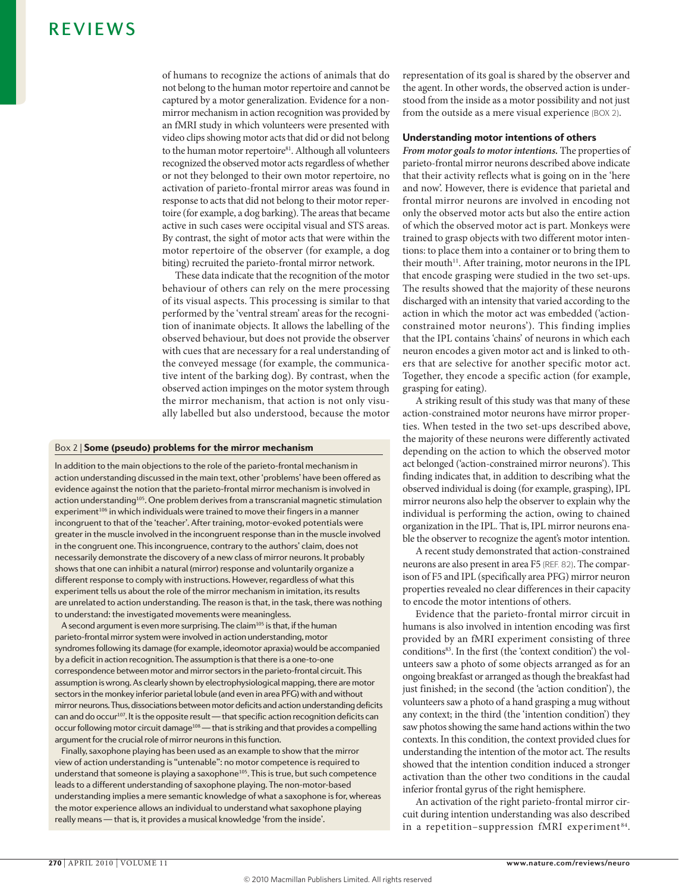of humans to recognize the actions of animals that do not belong to the human motor repertoire and cannot be captured by a motor generalization. Evidence for a non-mirror mechanism in action recognition was provided by an fMRI study in which volunteers were presented with video clips showing motor acts that did or did not belong to the human motor repertoire[81]. Although all volunteers recognized the observed motor acts regardless of whether or not they belonged to their own motor repertoire, no activation of parieto-frontal mirror areas was found in response to acts that did not belong to their motor repertoire (for example, a dog barking). The areas that became active in such cases were occipital visual and STS areas. By contrast, the sight of motor acts that were within the motor repertoire of the observer (for example, a dog biting) recruited the parieto-frontal mirror network.

These data indicate that the recognition of the motor behaviour of others can rely on the mere processing of its visual aspects. This processing is similar to that performed by the 'ventral stream' areas for the recognition of inanimate objects. It allows the labelling of the observed behaviour, but does not provide the observer with cues that are necessary for a real understanding of the conveyed message (for example, the communicative intent of the barking dog). By contrast, when the observed action impinges on the motor system through the mirror mechanism, that action is not only visually labelled but also understood, because the motor representation of its goal is shared by the observer and the agent. In other words, the observed action is understood from the inside as a motor possibility and not just from the outside as a mere visual experience (BOX 2).

> **Box 2 | Some (pseudo) problems for the mirror mechanism**
>
> In addition to the main objections to the role of the parieto-frontal mechanism in action understanding discussed in the main text, other 'problems' have been offered as evidence against the notion that the parieto-frontal mirror mechanism is involved in action understanding[105]. One problem derives from a transcranial magnetic stimulation experiment[106] in which individuals were trained to move their fingers in a manner incongruent to that of the 'teacher'. After training, motor-evoked potentials were greater in the muscle involved in the incongruent response than in the muscle involved in the congruent one. This incongruence, contrary to the authors' claim, does not necessarily demonstrate the discovery of a new class of mirror neurons. It probably shows that one can inhibit a natural (mirror) response and voluntarily organize a different response to comply with instructions. However, regardless of what this experiment tells us about the role of the mirror mechanism in imitation, its results are unrelated to action understanding. The reason is that, in the task, there was nothing to understand: the investigated movements were meaningless.
>
> A second argument is even more surprising. The claim[105] is that, if the human parieto-frontal mirror system were involved in action understanding, motor syndromes following its damage (for example, ideomotor apraxia) would be accompanied by a deficit in action recognition. The assumption is that there is a one-to-one correspondence between motor and mirror sectors in the parieto-frontal circuit. This assumption is wrong. As clearly shown by electrophysiological mapping, there are motor sectors in the monkey inferior parietal lobule (and even in area PFG) with and without mirror neurons. Thus, dissociations between motor deficits and action understanding deficits can and do occur[107]. It is the opposite result — that specific action recognition deficits can occur following motor circuit damage[108] — that is striking and that provides a compelling argument for the crucial role of mirror neurons in this function.
>
> Finally, saxophone playing has been used as an example to show that the mirror view of action understanding is "untenable": no motor competence is required to understand that someone is playing a saxophone[105]. This is true, but such competence leads to a different understanding of saxophone playing. The non-motor-based understanding implies a mere semantic knowledge of what a saxophone is for, whereas the motor experience allows an individual to understand what saxophone playing really means — that is, it provides a musical knowledge 'from the inside'.

### Understanding motor intentions of others

***From motor goals to motor intentions.*** The properties of parieto-frontal mirror neurons described above indicate that their activity reflects what is going on in the 'here and now'. However, there is evidence that parietal and frontal mirror neurons are involved in encoding not only the observed motor acts but also the entire action of which the observed motor act is part. Monkeys were trained to grasp objects with two different motor intentions: to place them into a container or to bring them to their mouth[11]. After training, motor neurons in the IPL that encode grasping were studied in the two set-ups. The results showed that the majority of these neurons discharged with an intensity that varied according to the action in which the motor act was embedded ('action-constrained motor neurons'). This finding implies that the IPL contains 'chains' of neurons in which each neuron encodes a given motor act and is linked to others that are selective for another specific motor act. Together, they encode a specific action (for example, grasping for eating).

A striking result of this study was that many of these action-constrained motor neurons have mirror properties. When tested in the two set-ups described above, the majority of these neurons were differently activated depending on the action to which the observed motor act belonged ('action-constrained mirror neurons'). This finding indicates that, in addition to describing what the observed individual is doing (for example, grasping), IPL mirror neurons also help the observer to explain why the individual is performing the action, owing to chained organization in the IPL. That is, IPL mirror neurons enable the observer to recognize the agent's motor intention.

A recent study demonstrated that action-constrained neurons are also present in area F5 (REF. 82). The comparison of F5 and IPL (specifically area PFG) mirror neuron properties revealed no clear differences in their capacity to encode the motor intentions of others.

Evidence that the parieto-frontal mirror circuit in humans is also involved in intention encoding was first provided by an fMRI experiment consisting of three conditions[83]. In the first (the 'context condition') the volunteers saw a photo of some objects arranged as for an ongoing breakfast or arranged as though the breakfast had just finished; in the second (the 'action condition'), the volunteers saw a photo of a hand grasping a mug without any context; in the third (the 'intention condition') they saw photos showing the same hand actions within the two contexts. In this condition, the context provided clues for understanding the intention of the motor act. The results showed that the intention condition induced a stronger activation than the other two conditions in the caudal inferior frontal gyrus of the right hemisphere.

An activation of the right parieto-frontal mirror circuit during intention understanding was also described in a repetition–suppression fMRI experiment[84].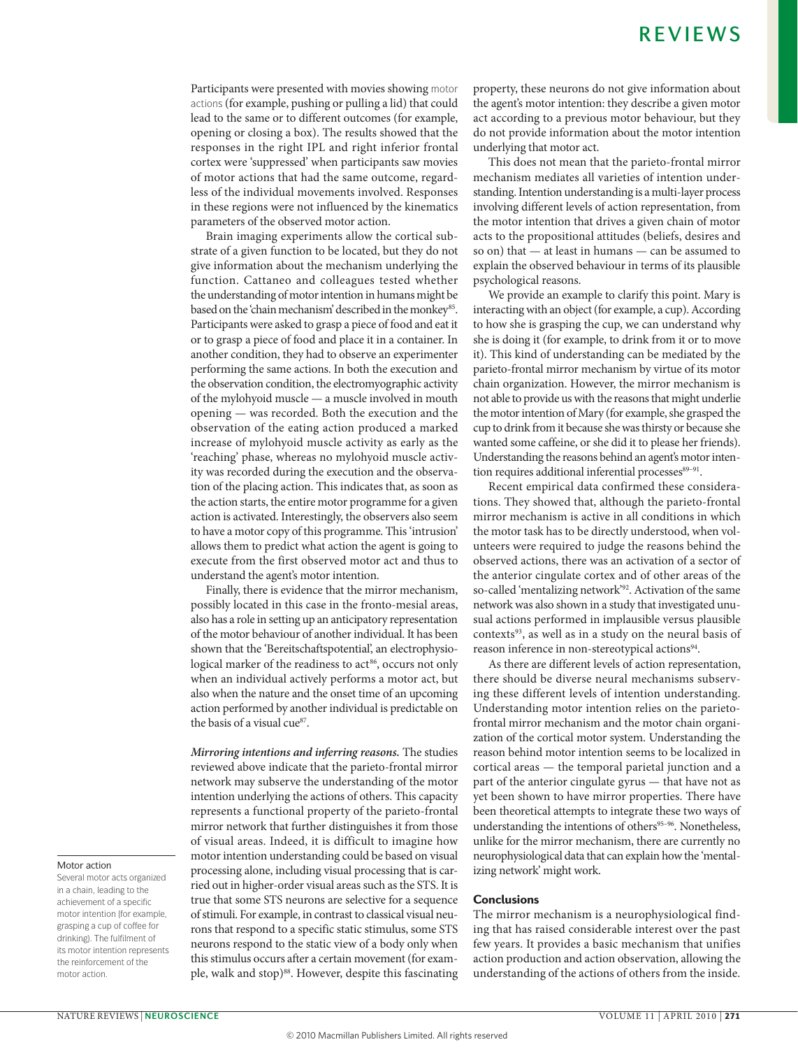Participants were presented with movies showing motor actions (for example, pushing or pulling a lid) that could lead to the same or to different outcomes (for example, opening or closing a box). The results showed that the responses in the right IPL and right inferior frontal cortex were 'suppressed' when participants saw movies of motor actions that had the same outcome, regardless of the individual movements involved. Responses in these regions were not influenced by the kinematics parameters of the observed motor action.

Brain imaging experiments allow the cortical substrate of a given function to be located, but they do not give information about the mechanism underlying the function. Cattaneo and colleagues tested whether the understanding of motor intention in humans might be based on the 'chain mechanism' described in the monkey[85]. Participants were asked to grasp a piece of food and eat it or to grasp a piece of food and place it in a container. In another condition, they had to observe an experimenter performing the same actions. In both the execution and the observation condition, the electromyographic activity of the mylohyoid muscle — a muscle involved in mouth opening — was recorded. Both the execution and the observation of the eating action produced a marked increase of mylohyoid muscle activity as early as the 'reaching' phase, whereas no mylohyoid muscle activity was recorded during the execution and the observation of the placing action. This indicates that, as soon as the action starts, the entire motor programme for a given action is activated. Interestingly, the observers also seem to have a motor copy of this programme. This 'intrusion' allows them to predict what action the agent is going to execute from the first observed motor act and thus to understand the agent's motor intention.

Finally, there is evidence that the mirror mechanism, possibly located in this case in the fronto-mesial areas, also has a role in setting up an anticipatory representation of the motor behaviour of another individual. It has been shown that the 'Bereitschaftspotential', an electrophysiological marker of the readiness to act[86], occurs not only when an individual actively performs a motor act, but also when the nature and the onset time of an upcoming action performed by another individual is predictable on the basis of a visual cue[87].

***Mirroring intentions and inferring reasons.*** The studies reviewed above indicate that the parieto-frontal mirror network may subserve the understanding of the motor intention underlying the actions of others. This capacity represents a functional property of the parieto-frontal mirror network that further distinguishes it from those of visual areas. Indeed, it is difficult to imagine how motor intention understanding could be based on visual processing alone, including visual processing that is carried out in higher-order visual areas such as the STS. It is true that some STS neurons are selective for a sequence of stimuli. For example, in contrast to classical visual neurons that respond to a specific static stimulus, some STS neurons respond to the static view of a body only when this stimulus occurs after a certain movement (for example, walk and stop)[88]. However, despite this fascinating property, these neurons do not give information about the agent's motor intention: they describe a given motor act according to a previous motor behaviour, but they do not provide information about the motor intention underlying that motor act.

This does not mean that the parieto-frontal mirror mechanism mediates all varieties of intention understanding. Intention understanding is a multi-layer process involving different levels of action representation, from the motor intention that drives a given chain of motor acts to the propositional attitudes (beliefs, desires and so on) that — at least in humans — can be assumed to explain the observed behaviour in terms of its plausible psychological reasons.

We provide an example to clarify this point. Mary is interacting with an object (for example, a cup). According to how she is grasping the cup, we can understand why she is doing it (for example, to drink from it or to move it). This kind of understanding can be mediated by the parieto-frontal mirror mechanism by virtue of its motor chain organization. However, the mirror mechanism is not able to provide us with the reasons that might underlie the motor intention of Mary (for example, she grasped the cup to drink from it because she was thirsty or because she wanted some caffeine, or she did it to please her friends). Understanding the reasons behind an agent's motor intention requires additional inferential processes[89–91].

Recent empirical data confirmed these considerations. They showed that, although the parieto-frontal mirror mechanism is active in all conditions in which the motor task has to be directly understood, when volunteers were required to judge the reasons behind the observed actions, there was an activation of a sector of the anterior cingulate cortex and of other areas of the so-called 'mentalizing network'[92]. Activation of the same network was also shown in a study that investigated unusual actions performed in implausible versus plausible contexts[93], as well as in a study on the neural basis of reason inference in non-stereotypical actions[94].

As there are different levels of action representation, there should be diverse neural mechanisms subserving these different levels of intention understanding. Understanding motor intention relies on the parieto-frontal mirror mechanism and the motor chain organization of the cortical motor system. Understanding the reason behind motor intention seems to be localized in cortical areas — the temporal parietal junction and a part of the anterior cingulate gyrus — that have not as yet been shown to have mirror properties. There have been theoretical attempts to integrate these two ways of understanding the intentions of others[95–96]. Nonetheless, unlike for the mirror mechanism, there are currently no neurophysiological data that can explain how the 'mentalizing network' might work.

## Conclusions

The mirror mechanism is a neurophysiological finding that has raised considerable interest over the past few years. It provides a basic mechanism that unifies action production and action observation, allowing the understanding of the actions of others from the inside.

---

**Motor action**

Several motor acts organized in a chain, leading to the achievement of a specific motor intention (for example, grasping a cup of coffee for drinking). The fulfilment of its motor intention represents the reinforcement of the motor action.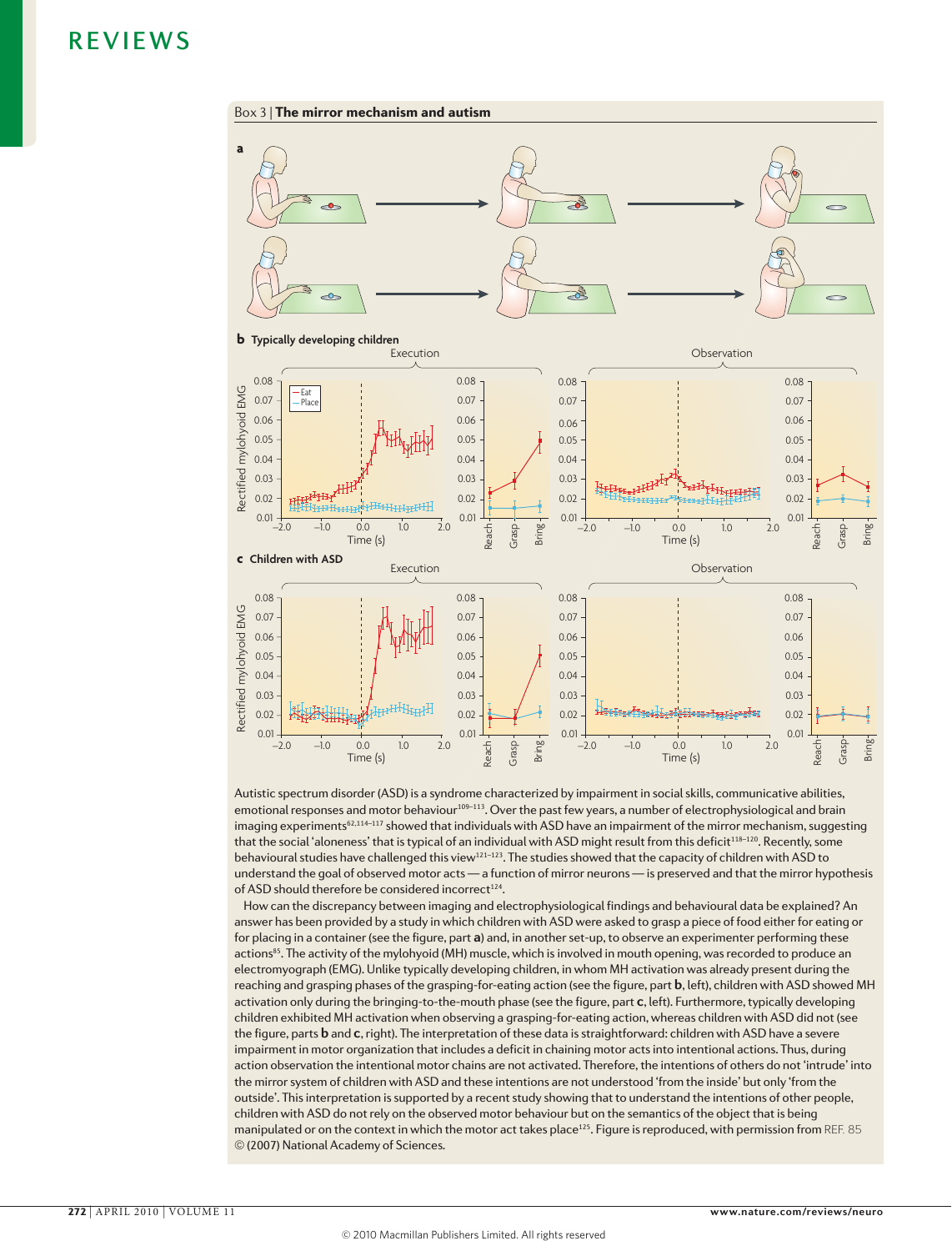## Box 3 | The mirror mechanism and autism

Autistic spectrum disorder (ASD) is a syndrome characterized by impairment in social skills, communicative abilities, emotional responses and motor behaviour[109–113]. Over the past few years, a number of electrophysiological and brain imaging experiments[62,114–117] showed that individuals with ASD have an impairment of the mirror mechanism, suggesting that the social 'aloneness' that is typical of an individual with ASD might result from this deficit[118–120]. Recently, some behavioural studies have challenged this view[121–123]. The studies showed that the capacity of children with ASD to understand the goal of observed motor acts — a function of mirror neurons — is preserved and that the mirror hypothesis of ASD should therefore be considered incorrect[124].

How can the discrepancy between imaging and electrophysiological findings and behavioural data be explained? An answer has been provided by a study in which children with ASD were asked to grasp a piece of food either for eating or for placing in a container (see the figure, part **a**) and, in another set-up, to observe an experimenter performing these actions[85]. The activity of the mylohyoid (MH) muscle, which is involved in mouth opening, was recorded to produce an electromyograph (EMG). Unlike typically developing children, in whom MH activation was already present during the reaching and grasping phases of the grasping-for-eating action (see the figure, part **b**, left), children with ASD showed MH activation only during the bringing-to-the-mouth phase (see the figure, part **c**, left). Furthermore, typically developing children exhibited MH activation when observing a grasping-for-eating action, whereas children with ASD did not (see the figure, parts **b** and **c**, right). The interpretation of these data is straightforward: children with ASD have a severe impairment in motor organization that includes a deficit in chaining motor acts into intentional actions. Thus, during action observation the intentional motor chains are not activated. Therefore, the intentions of others do not 'intrude' into the mirror system of children with ASD and these intentions are not understood 'from the inside' but only 'from the outside'. This interpretation is supported by a recent study showing that to understand the intentions of other people, children with ASD do not rely on the observed motor behaviour but on the semantics of the object that is being manipulated or on the context in which the motor act takes place[125]. Figure is reproduced, with permission from REF. 85 © (2007) National Academy of Sciences.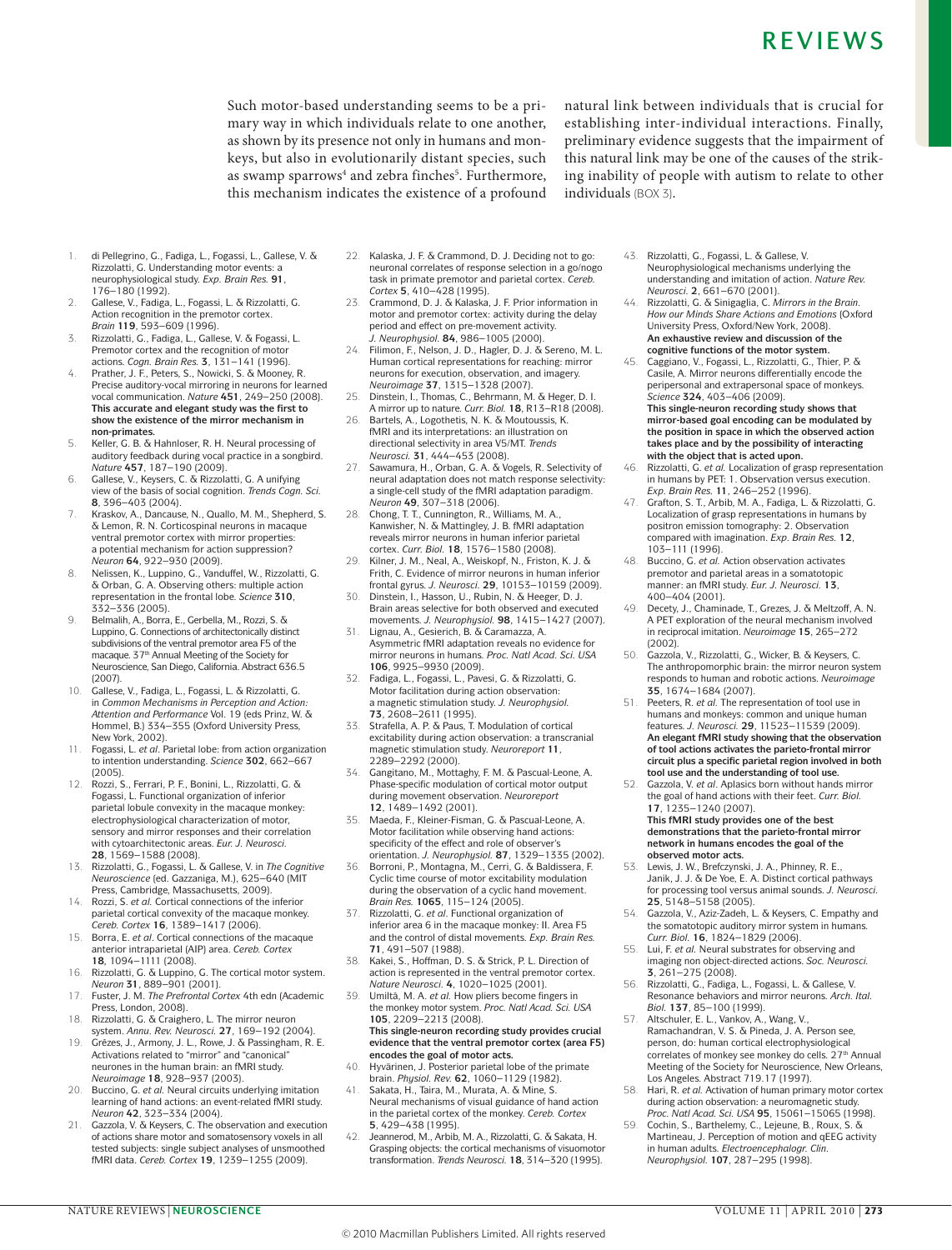Such motor-based understanding seems to be a primary way in which individuals relate to one another, as shown by its presence not only in humans and monkeys, but also in evolutionarily distant species, such as swamp sparrows[4] and zebra finches[5]. Furthermore, this mechanism indicates the existence of a profound natural link between individuals that is crucial for establishing inter-individual interactions. Finally, preliminary evidence suggests that the impairment of this natural link may be one of the causes of the striking inability of people with autism to relate to other individuals (BOX 3).

1. di Pellegrino, G., Fadiga, L., Fogassi, L., Gallese, V. & Rizzolatti, G. Understanding motor events: a neurophysiological study. *Exp. Brain Res.* **91**, 176–180 (1992).
2. Gallese, V., Fadiga, L., Fogassi, L. & Rizzolatti, G. Action recognition in the premotor cortex. *Brain* **119**, 593–609 (1996).
3. Rizzolatti, G., Fadiga, L., Gallese, V. & Fogassi, L. Premotor cortex and the recognition of motor actions. *Cogn. Brain Res.* **3**, 131–141 (1996).
4. Prather, J. F., Peters, S., Nowicki, S. & Mooney, R. Precise auditory-vocal mirroring in neurons for learned vocal communication. *Nature* **451**, 249–250 (2008).
**This accurate and elegant study was the first to show the existence of the mirror mechanism in non-primates.**
5. Keller, G. B. & Hahnloser, R. H. Neural processing of auditory feedback during vocal practice in a songbird. *Nature* **457**, 187–190 (2009).
6. Gallese, V., Keysers, C. & Rizzolatti, G. A unifying view of the basis of social cognition. *Trends Cogn. Sci.* **8**, 396–403 (2004).
7. Kraskov, A., Dancause, N., Quallo, M. M., Shepherd, S. & Lemon, R. N. Corticospinal neurons in macaque ventral premotor cortex with mirror properties: a potential mechanism for action suppression? *Neuron* **64**, 922–930 (2009).
8. Nelissen, K., Luppino, G., Vanduffel, W., Rizzolatti, G. & Orban, G. A. Observing others: multiple action representation in the frontal lobe. *Science* **310**, 332–336 (2005).
9. Belmalih, A., Borra, E., Gerbella, M., Rozzi, S. & Luppino, G. Connections of architectonically distinct subdivisions of the ventral premotor area F5 of the macaque. 37th Annual Meeting of the Society for Neuroscience, San Diego, California. Abstract 636.5 (2007).
10. Gallese, V., Fadiga, L., Fogassi, L. & Rizzolatti, G. in *Common Mechanisms in Perception and Action: Attention and Performance* Vol. 19 (eds Prinz, W. & Hommel, B.) 334–355 (Oxford University Press, New York, 2002).
11. Fogassi, L. *et al*. Parietal lobe: from action organization to intention understanding. *Science* **302**, 662–667 (2005).
12. Rozzi, S., Ferrari, P. F., Bonini, L., Rizzolatti, G. & Fogassi, L. Functional organization of inferior parietal lobule convexity in the macaque monkey: electrophysiological characterization of motor, sensory and mirror responses and their correlation with cytoarchitectonic areas. *Eur. J. Neurosci.* **28**, 1569–1588 (2008).
13. Rizzolatti, G., Fogassi, L. & Gallese, V. in *The Cognitive Neuroscience* (ed. Gazzaniga, M.), 625–640 (MIT Press, Cambridge, Massachusetts, 2009).
14. Rozzi, S. *et al.* Cortical connections of the inferior parietal cortical convexity of the macaque monkey. *Cereb. Cortex* **16**, 1389–1417 (2006).
15. Borra, E. *et al*. Cortical connections of the macaque anterior intraparietal (AIP) area. *Cereb. Cortex* **18**, 1094–1111 (2008).
16. Rizzolatti, G. & Luppino, G. The cortical motor system. *Neuron* **31**, 889–901 (2001).
17. Fuster, J. M. *The Prefrontal Cortex* 4th edn (Academic Press, London, 2008).
18. Rizzolatti, G. & Craighero, L. The mirror neuron system. *Annu. Rev. Neurosci.* **27**, 169–192 (2004).
19. Grèzes, J., Armony, J. L., Rowe, J. & Passingham, R. E. Activations related to "mirror" and "canonical" neurones in the human brain: an fMRI study. *Neuroimage* **18**, 928–937 (2003).
20. Buccino, G. *et al.* Neural circuits underlying imitation learning of hand actions: an event-related fMRI study. *Neuron* **42**, 323–334 (2004).
21. Gazzola, V. & Keysers, C. The observation and execution of actions share motor and somatosensory voxels in all tested subjects: single subject analyses of unsmoothed fMRI data. *Cereb. Cortex* **19**, 1239–1255 (2009).
22. Kalaska, J. F. & Crammond, D. J. Deciding not to go: neuronal correlates of response selection in a go/nogo task in primate premotor and parietal cortex. *Cereb. Cortex* **5**, 410–428 (1995).
23. Crammond, D. J. & Kalaska, J. F. Prior information in motor and premotor cortex: activity during the delay period and effect on pre-movement activity. *J. Neurophysiol.* **84**, 986–1005 (2000).
24. Filimon, F., Nelson, J. D., Hagler, D. J. & Sereno, M. L. Human cortical representations for reaching: mirror neurons for execution, observation, and imagery. *Neuroimage* **37**, 1315–1328 (2007).
25. Dinstein, I., Thomas, C., Behrmann, M. & Heger, D. I. A mirror up to nature. *Curr. Biol.* **18**, R13–R18 (2008).
26. Bartels, A., Logothetis, N. K. & Moutoussis, K. fMRI and its interpretations: an illustration on directional selectivity in area V5/MT. *Trends Neurosci.* **31**, 444–453 (2008).
27. Sawamura, H., Orban, G. A. & Vogels, R. Selectivity of neural adaptation does not match response selectivity: a single-cell study of the fMRI adaptation paradigm. *Neuron* **49**, 307–318 (2006).
28. Chong, T. T., Cunnington, R., Williams, M. A., Kanwisher, N. & Mattingley, J. B. fMRI adaptation reveals mirror neurons in human inferior parietal cortex. *Curr. Biol.* **18**, 1576–1580 (2008).
29. Kilner, J. M., Neal, A., Weiskopf, N., Friston, K. J. & Frith, C. Evidence of mirror neurons in human inferior frontal gyrus. *J. Neurosci.* **29**, 10153–10159 (2009).
30. Dinstein, I., Hasson, U., Rubin, N. & Heeger, D. J. Brain areas selective for both observed and executed movements. *J. Neurophysiol.* **98**, 1415–1427 (2007).
31. Lignau, A., Gesierich, B. & Caramazza, A. Asymmetric fMRI adaptation reveals no evidence for mirror neurons in humans. *Proc. Natl Acad. Sci. USA* **106**, 9925–9930 (2009).
32. Fadiga, L., Fogassi, L., Pavesi, G. & Rizzolatti, G. Motor facilitation during action observation: a magnetic stimulation study. *J. Neurophysiol.* **73**, 2608–2611 (1995).
33. Strafella, A. P. & Paus, T. Modulation of cortical excitability during action observation: a transcranial magnetic stimulation study. *Neuroreport* **11**, 2289–2292 (2000).
34. Gangitano, M., Mottaghy, F. M. & Pascual-Leone, A. Phase-specific modulation of cortical motor output during movement observation. *Neuroreport* **12**, 1489–1492 (2001).
35. Maeda, F., Kleiner-Fisman, G. & Pascual-Leone, A. Motor facilitation while observing hand actions: specificity of the effect and role of observer's orientation. *J. Neurophysiol.* **87**, 1329–1335 (2002).
36. Borroni, P., Montagna, M., Cerri, G. & Baldissera, F. Cyclic time course of motor excitability modulation during the observation of a cyclic hand movement. *Brain Res.* **1065**, 115–124 (2005).
37. Rizzolatti, G. *et al.* Functional organization of inferior area 6 in the macaque monkey: II. Area F5 and the control of distal movements. *Exp. Brain Res.* **71**, 491–507 (1988).
38. Kakei, S., Hoffman, D. S. & Strick, P. L. Direction of action is represented in the ventral premotor cortex. *Nature Neurosci.* **4**, 1020–1025 (2001).
39. Umiltà, M. A. *et al.* How pliers become fingers in the monkey motor system. *Proc. Natl Acad. Sci. USA* **105**, 2209–2213 (2008).
**This single-neuron recording study provides crucial evidence that the ventral premotor cortex (area F5) encodes the goal of motor acts.**
40. Hyvärinen, J. Posterior parietal lobe of the primate brain. *Physiol. Rev.* **62**, 1060–1129 (1982).
41. Sakata, H., Taira, M., Murata, A. & Mine, S. Neural mechanisms of visual guidance of hand action in the parietal cortex of the monkey. *Cereb. Cortex* **5**, 429–438 (1995).
42. Jeannerod, M., Arbib, M. A., Rizzolatti, G. & Sakata, H. Grasping objects: the cortical mechanisms of visuomotor transformation. *Trends Neurosci.* **18**, 314–320 (1995).
43. Rizzolatti, G., Fogassi, L. & Gallese, V. Neurophysiological mechanisms underlying the understanding and imitation of action. *Nature Rev. Neurosci.* **2**, 661–670 (2001).
44. Rizzolatti, G. & Sinigaglia, C. *Mirrors in the Brain. How our Minds Share Actions and Emotions* (Oxford University Press, Oxford/New York, 2008).
**An exhaustive review and discussion of the cognitive functions of the motor system.**
45. Caggiano, V., Fogassi, L., Rizzolatti, G., Thier, P. & Casile, A. Mirror neurons differentially encode the peripersonal and extrapersonal space of monkeys. *Science* **324**, 403–406 (2009).
**This single-neuron recording study shows that mirror-based goal encoding can be modulated by the position in space in which the observed action takes place and by the possibility of interacting with the object that is acted upon.**
46. Rizzolatti, G. *et al.* Localization of grasp representation in humans by PET: 1. Observation versus execution. *Exp. Brain Res.* **11**, 246–252 (1996).
47. Grafton, S. T., Arbib, M. A., Fadiga, L. & Rizzolatti, G. Localization of grasp representations in humans by positron emission tomography: 2. Observation compared with imagination. *Exp. Brain Res.* **12**, 103–111 (1996).
48. Buccino, G. *et al.* Action observation activates premotor and parietal areas in a somatotopic manner: an fMRI study. *Eur. J. Neurosci.* **13**, 400–404 (2001).
49. Decety, J., Chaminade, T., Grezes, J. & Meltzoff, A. N. A PET exploration of the neural mechanism involved in reciprocal imitation. *Neuroimage* **15**, 265–272 (2002).
50. Gazzola, V., Rizzolatti, G., Wicker, B. & Keysers, C. The anthropomorphic brain: the mirror neuron system responds to human and robotic actions. *Neuroimage* **35**, 1674–1684 (2007).
51. Peeters, R. *et al.* The representation of tool use in humans and monkeys: common and unique human features. *J. Neurosci.* **29**, 11523–11539 (2009).
**An elegant fMRI study showing that the observation of tool actions activates the parieto-frontal mirror circuit plus a specific parietal region involved in both tool use and the understanding of tool use.**
52. Gazzola, V. *et al.* Aplasics born without hands mirror the goal of hand actions with their feet. *Curr. Biol.* **17**, 1235–1240 (2007).
**This fMRI study provides one of the best demonstrations that the parieto-frontal mirror network in humans encodes the goal of the observed motor acts.**
53. Lewis, J. W., Brefczynski, J. A., Phinney, R. E., Janik, J. J. & De Yoe, E. A. Distinct cortical pathways for processing tool versus animal sounds. *J. Neurosci.* **25**, 5148–5158 (2005).
54. Gazzola, V., Aziz-Zadeh, L. & Keysers, C. Empathy and the somatotopic auditory mirror system in humans. *Curr. Biol.* **16**, 1824–1829 (2006).
55. Lui, F. *et al.* Neural substrates for observing and imaging non object-directed actions. *Soc. Neurosci.* **3**, 261–275 (2008).
56. Rizzolatti, G., Fadiga, L., Fogassi, L. & Gallese, V. Resonance behaviors and mirror neurons. *Arch. Ital. Biol.* **137**, 85–100 (1999).
57. Altschuler, E. L., Vankov, A., Wang, V., Ramachandran, V. S. & Pineda, J. A. Person see, person, do: human cortical electrophysiological correlates of monkey see monkey do cells. 27th Annual Meeting of the Society for Neuroscience, New Orleans, Los Angeles. Abstract 719.17 (1997).
58. Hari, R. *et al.* Activation of human primary motor cortex during action observation: a neuromagnetic study. *Proc. Natl Acad. Sci. USA* **95**, 15061–15065 (1998).
59. Cochin, S., Barthelemy, C., Lejeune, B., Roux, S. & Martineau, J. Perception of motion and qEEG activity in human adults. *Electroencephalogr. Clin. Neurophysiol.* **107**, 287–295 (1998).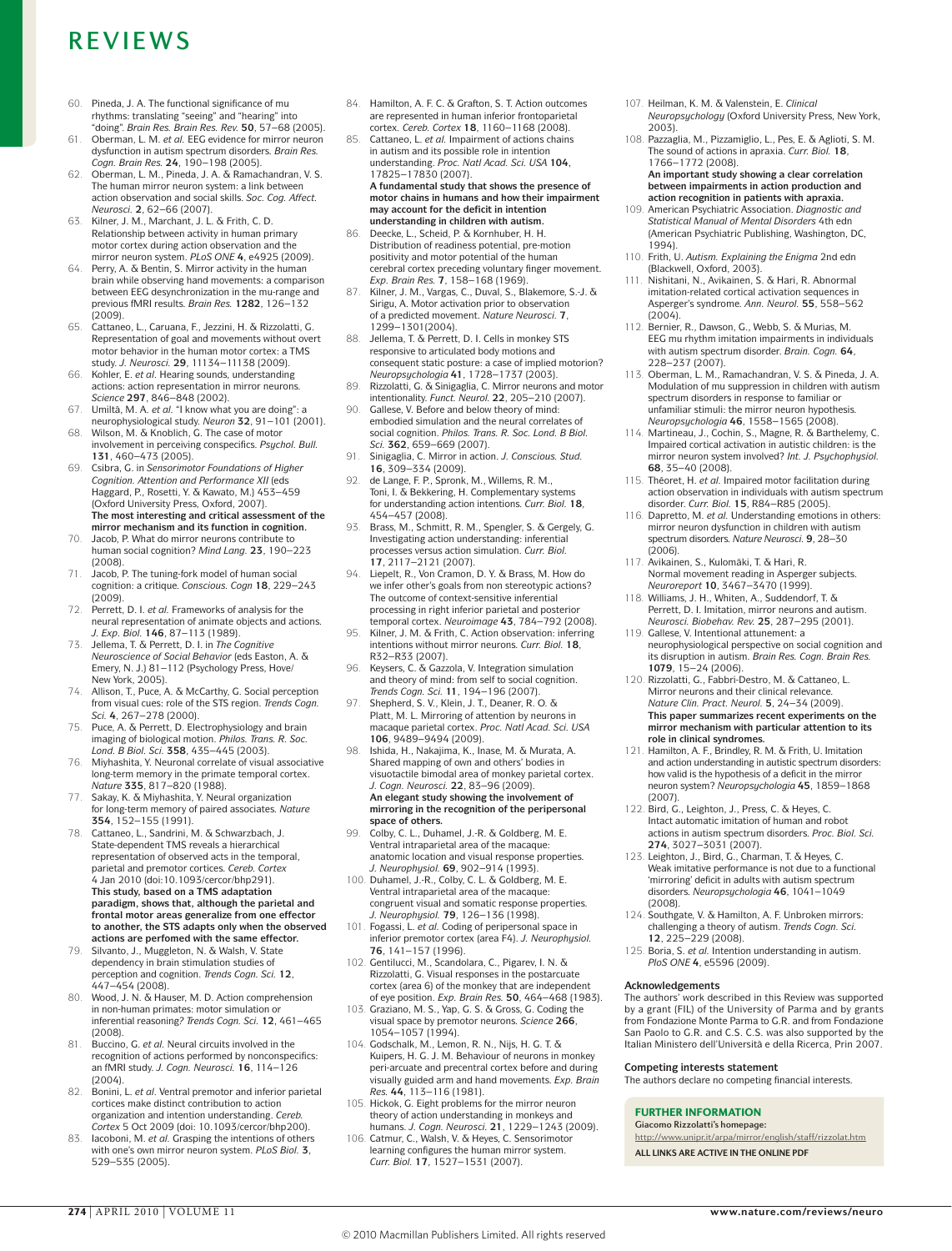60. Pineda, J. A. The functional significance of mu rhythms: translating "seeing" and "hearing" into "doing". *Brain Res. Brain Res. Rev.* **50**, 57–68 (2005).
61. Oberman, L. M. *et al.* EEG evidence for mirror neuron dysfunction in autism spectrum disorders. *Brain Res. Cogn. Brain Res.* **24**, 190–198 (2005).
62. Oberman, L. M., Pineda, J. A. & Ramachandran, V. S. The human mirror neuron system: a link between action observation and social skills. *Soc. Cog. Affect. Neurosci.* **2**, 62–66 (2007).
63. Kilner, J. M., Marchant, J. L. & Frith, C. D. Relationship between activity in human primary motor cortex during action observation and the mirror neuron system. *PLoS ONE* **4**, e4925 (2009).
64. Perry, A. & Bentin, S. Mirror activity in the human brain while observing hand movements: a comparison between EEG desynchronization in the mu-range and previous fMRI results. *Brain Res.* **1282**, 126–132 (2009).
65. Cattaneo, L., Caruana, F., Jezzini, H. & Rizzolatti, G. Representation of goal and movements without overt motor behavior in the human motor cortex: a TMS study. *J. Neurosci.* **29**, 11134–11138 (2009).
66. Kohler, E. *et al.* Hearing sounds, understanding actions: action representation in mirror neurons. *Science* **297**, 846–848 (2002).
67. Umiltà, M. A. *et al.* "I know what you are doing": a neurophysiological study. *Neuron* **32**, 91–101 (2001).
68. Wilson, M. & Knoblich, G. The case of motor involvement in perceiving conspecifics. *Psychol. Bull.* **131**, 460–473 (2005).
69. Csibra, G. in *Sensorimotor Foundations of Higher Cognition. Attention and Performance XII* (eds Haggard, P., Rosetti, Y. & Kawato, M.) 453–459 (Oxford University Press, Oxford, 2007).
**The most interesting and critical assessment of the mirror mechanism and its function in cognition.**
70. Jacob, P. What do mirror neurons contribute to human social cognition? *Mind Lang.* **23**, 190–223 (2008).
71. Jacob, P. The tuning-fork model of human social cognition: a critique. *Conscious. Cogn* **18**, 229–243 (2009).
72. Perrett, D. I. *et al.* Frameworks of analysis for the neural representation of animate objects and actions. *J. Exp. Biol.* **146**, 87–113 (1989).
73. Jellema, T. & Perrett, D. I. in *The Cognitive Neuroscience of Social Behavior* (eds Easton, A. & Emery, N. J.) 81–112 (Psychology Press, Hove/ New York, 2005).
74. Allison, T., Puce, A. & McCarthy, G. Social perception from visual cues: role of the STS region. *Trends Cogn. Sci.* **4**, 267–278 (2000).
75. Puce, A. & Perrett, D. Electrophysiology and brain imaging of biological motion. *Philos. Trans. R. Soc. Lond. B Biol. Sci.* **358**, 435–445 (2003).
76. Miyhashita, Y. Neuronal correlate of visual associative long-term memory in the primate temporal cortex. *Nature* **335**, 817–820 (1988).
77. Sakay, K. & Miyhashita, Y. Neural organization for long-term memory of paired associates. *Nature* **354**, 152–155 (1991).
78. Cattaneo, L., Sandrini, M. & Schwarzbach, J. State-dependent TMS reveals a hierarchical representation of observed acts in the temporal, parietal and premotor cortices. *Cereb. Cortex* 4 Jan 2010 (doi:10.1093/cercor/bhp291).
**This study, based on a TMS adaptation paradigm, shows that, although the parietal and frontal motor areas generalize from one effector to another, the STS adapts only when the observed actions are perfomed with the same effector.**
79. Silvanto, J., Muggleton, N. & Walsh, V. State dependency in brain stimulation studies of perception and cognition. *Trends Cogn. Sci.* **12**, 447–454 (2008).
80. Wood, J. N. & Hauser, M. D. Action comprehension in non-human primates: motor simulation or inferential reasoning? *Trends Cogn. Sci.* **12**, 461–465 (2008).
81. Buccino, G. *et al.* Neural circuits involved in the recognition of actions performed by nonconspecifics: an fMRI study. *J. Cogn. Neurosci.* **16**, 114–126 (2004).
82. Bonini, L. *et al.* Ventral premotor and inferior parietal cortices make distinct contribution to action organization and intention understanding. *Cereb. Cortex* 5 Oct 2009 (doi: 10.1093/cercor/bhp200).
83. Iacoboni, M. *et al.* Grasping the intentions of others with one's own mirror neuron system. *PLoS Biol.* **3**, 529–535 (2005).
84. Hamilton, A. F. C. & Grafton, S. T. Action outcomes are represented in human inferior frontoparietal cortex. *Cereb. Cortex* **18**, 1160–1168 (2008).
85. Cattaneo, L. *et al.* Impairment of actions chains in autism and its possible role in intention understanding. *Proc. Natl Acad. Sci. USA* **104**, 17825–17830 (2007).
**A fundamental study that shows the presence of motor chains in humans and how their impairment may account for the deficit in intention understanding in children with autism.**
86. Deecke, L., Scheid, P. & Kornhuber, H. H. Distribution of readiness potential, pre-motion positivity and motor potential of the human cerebral cortex preceding voluntary finger movement. *Exp. Brain Res.* **7**, 158–168 (1969).
87. Kilner, J. M., Vargas, C., Duval, S., Blakemore, S.-J. & Sirigu, A. Motor activation prior to observation of a predicted movement. *Nature Neurosci.* **7**, 1299–1301(2004).
88. Jellema, T. & Perrett, D. I. Cells in monkey STS responsive to articulated body motions and consequent static posture: a case of implied motorion? *Neuropsychologia* **41**, 1728–1737 (2003).
89. Rizzolatti, G. & Sinigaglia, C. Mirror neurons and motor intentionality. *Funct. Neurol.* **22**, 205–210 (2007).
90. Gallese, V. Before and below theory of mind: embodied simulation and the neural correlates of social cognition. *Philos. Trans. R. Soc. Lond. B Biol. Sci.* **362**, 659–669 (2007).
91. Sinigaglia, C. Mirror in action. *J. Conscious. Stud.* **16**, 309–334 (2009).
92. de Lange, F. P., Spronk, M., Willems, R. M., Toni, I. & Bekkering, H. Complementary systems for understanding action intentions. *Curr. Biol.* **18**, 454–457 (2008).
93. Brass, M., Schmitt, R. M., Spengler, S. & Gergely, G. Investigating action understanding: inferential processes versus action simulation. *Curr. Biol.* **17**, 2117–2121 (2007).
94. Liepelt, R., Von Cramon, D. Y. & Brass, M. How do we infer other's goals from non stereotypic actions? The outcome of context-sensitive inferential processing in right inferior parietal and posterior temporal cortex. *Neuroimage* **43**, 784–792 (2008).
95. Kilner, J. M. & Frith, C. Action observation: inferring intentions without mirror neurons. *Curr. Biol.* **18**, R32–R33 (2007).
96. Keysers, C. & Gazzola, V. Integration simulation and theory of mind: from self to social cognition. *Trends Cogn. Sci.* **11**, 194–196 (2007).
97. Shepherd, S. V., Klein, J. T., Deaner, R. O. & Platt, M. L. Mirroring of attention by neurons in macaque parietal cortex. *Proc. Natl Acad. Sci. USA* **106**, 9489–9494 (2009).
98. Ishida, H., Nakajima, K., Inase, M. & Murata, A. Shared mapping of own and others' bodies in visuotactile bimodal area of monkey parietal cortex. *J. Cogn. Neurosci.* **22**, 83–96 (2009).
**An elegant study showing the involvement of mirroring in the recognition of the peripersonal space of others.**
99. Colby, C. L., Duhamel, J.-R. & Goldberg, M. E. Ventral intraparietal area of the macaque: anatomic location and visual response properties. *J. Neurophysiol.* **69**, 902–914 (1993).
100. Duhamel, J.-R., Colby, C. L. & Goldberg, M. E. Ventral intraparietal area of the macaque: congruent visual and somatic response properties. *J. Neurophysiol.* **79**, 126–136 (1998).
101. Fogassi, L. *et al.* Coding of peripersonal space in inferior premotor cortex (area F4). *J. Neurophysiol.* **76**, 141–157 (1996).
102. Gentilucci, M., Scandolara, C., Pigarev, I. N. & Rizzolatti, G. Visual responses in the postarcuate cortex (area 6) of the monkey that are independent of eye position. *Exp. Brain Res.* **50**, 464–468 (1983).
103. Graziano, M. S., Yap, G. S. & Gross, G. Coding the visual space by premotor neurons. *Science* **266**, 1054–1057 (1994).
104. Godschalk, M., Lemon, R. N., Nijs, H. G. T. & Kuipers, H. G. J. M. Behaviour of neurons in monkey peri-arcuate and precentral cortex before and during visually guided arm and hand movements. *Exp. Brain Res.* **44**, 113–116 (1981).
105. Hickok, G. Eight problems for the mirror neuron theory of action understanding in monkeys and humans. *J. Cogn. Neurosci.* **21**, 1229–1243 (2009).
106. Catmur, C., Walsh, V. & Heyes, C. Sensorimotor learning configures the human mirror system. *Curr. Biol.* **17**, 1527–1531 (2007).
107. Heilman, K. M. & Valenstein, E. *Clinical Neuropsychology* (Oxford University Press, New York, 2003).
108. Pazzaglia, M., Pizzamiglio, L., Pes, E. & Aglioti, S. M. The sound of actions in apraxia. *Curr. Biol.* **18**, 1766–1772 (2008).
**An important study showing a clear correlation between impairments in action production and action recognition in patients with apraxia.**
109. American Psychiatric Association. *Diagnostic and Statistical Manual of Mental Disorders* 4th edn (American Psychiatric Publishing, Washington, DC, 1994).
110. Frith, U. *Autism. Explaining the Enigma* 2nd edn (Blackwell, Oxford, 2003).
111. Nishitani, N., Avikainen, S. & Hari, R. Abnormal imitation-related cortical activation sequences in Asperger's syndrome. *Ann. Neurol.* **55**, 558–562 (2004).
112. Bernier, R., Dawson, G., Webb, S. & Murias, M. EEG mu rhythm imitation impairments in individuals with autism spectrum disorder. *Brain. Cogn.* **64**, 228–237 (2007).
113. Oberman, L. M., Ramachandran, V. S. & Pineda, J. A. Modulation of mu suppression in children with autism spectrum disorders in response to familiar or unfamiliar stimuli: the mirror neuron hypothesis. *Neuropsychologia* **46**, 1558–1565 (2008).
114. Martineau, J., Cochin, S., Magne, R. & Barthelemy, C. Impaired cortical activation in autistic children: is the mirror neuron system involved? *Int. J. Psychophysiol.* **68**, 35–40 (2008).
115. Théoret, H. *et al.* Impaired motor facilitation during action observation in individuals with autism spectrum disorder. *Curr. Biol.* **15**, R84–R85 (2005).
116. Dapretto, M. *et al.* Understanding emotions in others: mirror neuron dysfunction in children with autism spectrum disorders. *Nature Neurosci.* **9**, 28–30 (2006).
117. Avikainen, S., Kulomäki, T. & Hari, R. Normal movement reading in Asperger subjects. *Neuroreport* **10**, 3467–3470 (1999).
118. Williams, J. H., Whiten, A., Suddendorf, T. & Perrett, D. I. Imitation, mirror neurons and autism. *Neurosci. Biobehav. Rev.* **25**, 287–295 (2001).
119. Gallese, V. Intentional attunement: a neurophysiological perspective on social cognition and its disruption in autism. *Brain Res. Cogn. Brain Res.* **1079**, 15–24 (2006).
120. Rizzolatti, G., Fabbri-Destro, M. & Cattaneo, L. Mirror neurons and their clinical relevance. *Nature Clin. Pract. Neurol.* **5**, 24–34 (2009).
**This paper summarizes recent experiments on the mirror mechanism with particular attention to its role in clinical syndromes.**
121. Hamilton, A. F., Brindley, R. M. & Frith, U. Imitation and action understanding in autistic spectrum disorders: how valid is the hypothesis of a deficit in the mirror neuron system? *Neuropsychologia* **45**, 1859–1868 (2007).
122. Bird, G., Leighton, J., Press, C. & Heyes, C. Intact automatic imitation of human and robot actions in autism spectrum disorders. *Proc. Biol. Sci.* **274**, 3027–3031 (2007).
123. Leighton, J., Bird, G., Charman, T. & Heyes, C. Weak imitative performance is not due to a functional 'mirroring' deficit in adults with autism spectrum disorders. *Neuropsychologia* **46**, 1041–1049 (2008).
124. Southgate, V. & Hamilton, A. F. Unbroken mirrors: challenging a theory of autism. *Trends Cogn. Sci.* **12**, 225–229 (2008).
125. Boria, S. *et al.* Intention understanding in autism. *PloS ONE* **4**, e5596 (2009).

### Acknowledgements

The authors' work described in this Review was supported by a grant (FIL) of the University of Parma and by grants from Fondazione Monte Parma to G.R. and from Fondazione San Paolo to G.R. and C.S. C.S. was also supported by the Italian Ministero dell'Università e della Ricerca, Prin 2007.

### Competing interests statement

The authors declare no competing financial interests.

### FURTHER INFORMATION

**Giacomo Rizzolatti's homepage:**
http://www.unipr.it/arpa/mirror/english/staff/rizzolat.htm

**ALL LINKS ARE ACTIVE IN THE ONLINE PDF**